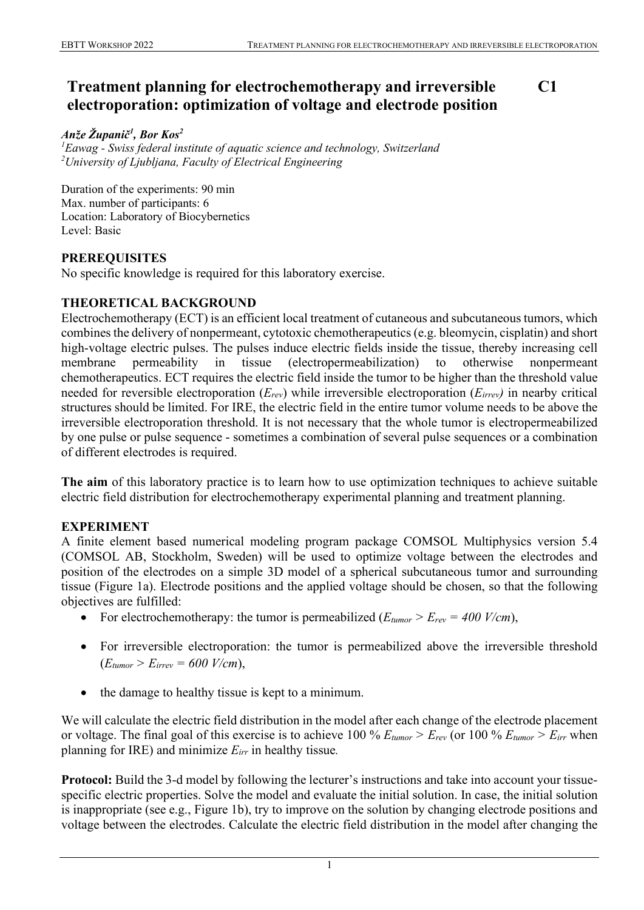# Treatment planning for electrochemotherapy and irreversible electroporation: optimization of voltage and electrode position

**C1**

***Anže Županič[1], Bor Kos[2]***

*[1]Eawag - Swiss federal institute of aquatic science and technology, Switzerland*
*[2]University of Ljubljana, Faculty of Electrical Engineering*

Duration of the experiments: 90 min
Max. number of participants: 6
Location: Laboratory of Biocybernetics
Level: Basic

## PREREQUISITES

No specific knowledge is required for this laboratory exercise.

## THEORETICAL BACKGROUND

Electrochemotherapy (ECT) is an efficient local treatment of cutaneous and subcutaneous tumors, which combines the delivery of nonpermeant, cytotoxic chemotherapeutics (e.g. bleomycin, cisplatin) and short high-voltage electric pulses. The pulses induce electric fields inside the tissue, thereby increasing cell membrane permeability in tissue (electropermeabilization) to otherwise nonpermeant chemotherapeutics. ECT requires the electric field inside the tumor to be higher than the threshold value needed for reversible electroporation ($E_{rev}$) while irreversible electroporation ($E_{irrev}$) in nearby critical structures should be limited. For IRE, the electric field in the entire tumor volume needs to be above the irreversible electroporation threshold. It is not necessary that the whole tumor is electropermeabilized by one pulse or pulse sequence - sometimes a combination of several pulse sequences or a combination of different electrodes is required.

**The aim** of this laboratory practice is to learn how to use optimization techniques to achieve suitable electric field distribution for electrochemotherapy experimental planning and treatment planning.

## EXPERIMENT

A finite element based numerical modeling program package COMSOL Multiphysics version 5.4 (COMSOL AB, Stockholm, Sweden) will be used to optimize voltage between the electrodes and position of the electrodes on a simple 3D model of a spherical subcutaneous tumor and surrounding tissue (Figure 1a). Electrode positions and the applied voltage should be chosen, so that the following objectives are fulfilled:

- For electrochemotherapy: the tumor is permeabilized ($E_{tumor} > E_{rev} = 400$ V/cm),
- For irreversible electroporation: the tumor is permeabilized above the irreversible threshold ($E_{tumor} > E_{irrev} = 600$ V/cm),
- the damage to healthy tissue is kept to a minimum.

We will calculate the electric field distribution in the model after each change of the electrode placement or voltage. The final goal of this exercise is to achieve 100 % $E_{tumor} > E_{rev}$ (or 100 % $E_{tumor} > E_{irr}$ when planning for IRE) and minimize $E_{irr}$ in healthy tissue.

**Protocol:** Build the 3-d model by following the lecturer's instructions and take into account your tissue-specific electric properties. Solve the model and evaluate the initial solution. In case, the initial solution is inappropriate (see e.g., Figure 1b), try to improve on the solution by changing electrode positions and voltage between the electrodes. Calculate the electric field distribution in the model after changing the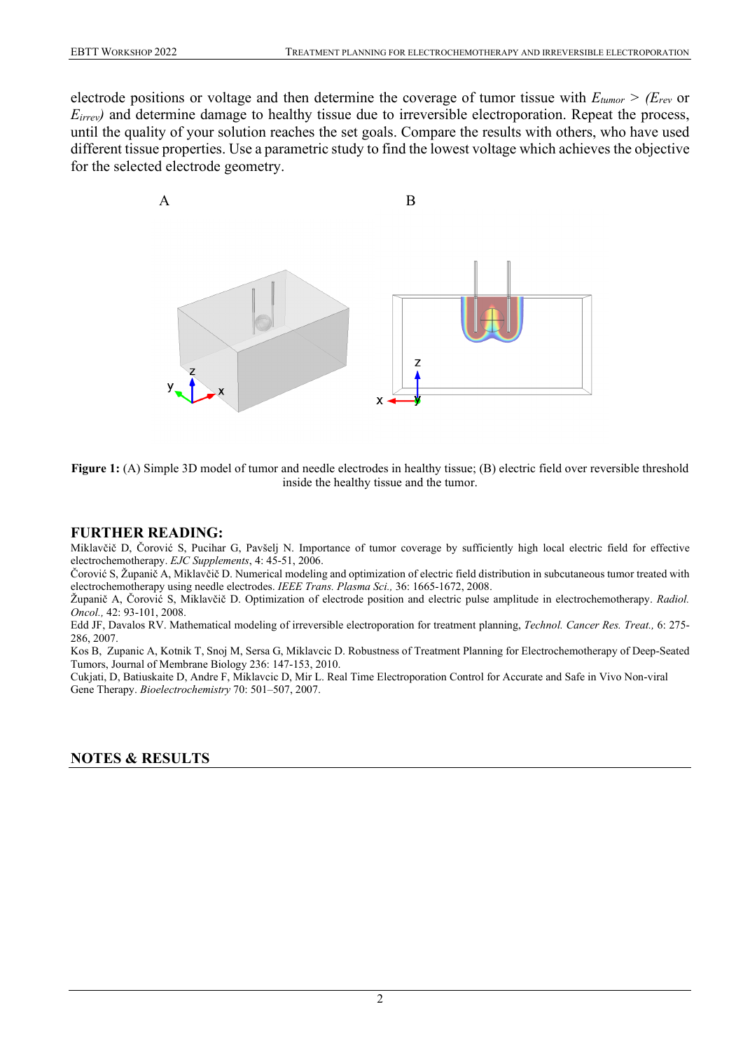electrode positions or voltage and then determine the coverage of tumor tissue with $E_{tumor} > (E_{rev}$ or $E_{irrev})$ and determine damage to healthy tissue due to irreversible electroporation. Repeat the process, until the quality of your solution reaches the set goals. Compare the results with others, who have used different tissue properties. Use a parametric study to find the lowest voltage which achieves the objective for the selected electrode geometry.

**Figure 1:** (A) Simple 3D model of tumor and needle electrodes in healthy tissue; (B) electric field over reversible threshold inside the healthy tissue and the tumor.

## FURTHER READING:

Miklavčič D, Čorović S, Pucihar G, Pavšelj N. Importance of tumor coverage by sufficiently high local electric field for effective electrochemotherapy. *EJC Supplements*, 4: 45-51, 2006.

Čorović S, Županič A, Miklavčič D. Numerical modeling and optimization of electric field distribution in subcutaneous tumor treated with electrochemotherapy using needle electrodes. *IEEE Trans. Plasma Sci.,* 36: 1665-1672, 2008.

Županič A, Čorović S, Miklavčič D. Optimization of electrode position and electric pulse amplitude in electrochemotherapy. *Radiol. Oncol.,* 42: 93-101, 2008.

Edd JF, Davalos RV. Mathematical modeling of irreversible electroporation for treatment planning, *Technol. Cancer Res. Treat.,* 6: 275-286, 2007.

Kos B, Zupanic A, Kotnik T, Snoj M, Sersa G, Miklavcic D. Robustness of Treatment Planning for Electrochemotherapy of Deep-Seated Tumors, Journal of Membrane Biology 236: 147-153, 2010.

Cukjati, D, Batiuskaite D, Andre F, Miklavcic D, Mir L. Real Time Electroporation Control for Accurate and Safe in Vivo Non-viral Gene Therapy. *Bioelectrochemistry* 70: 501–507, 2007.

## NOTES & RESULTS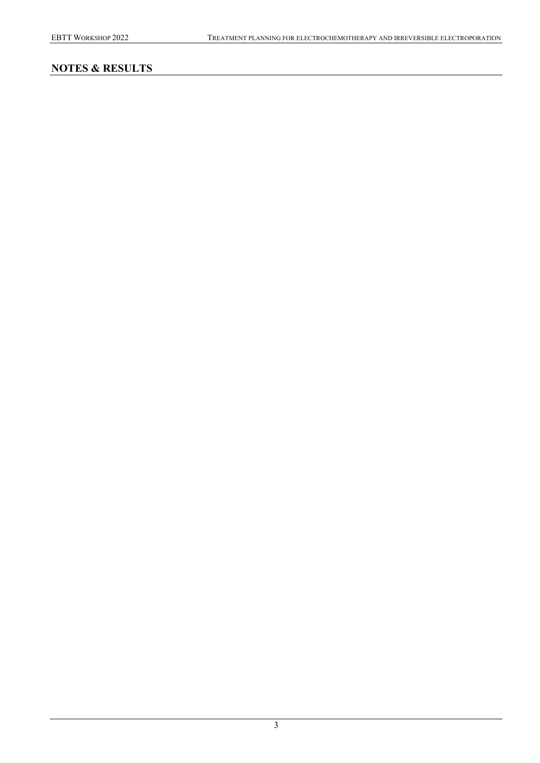## NOTES & RESULTS